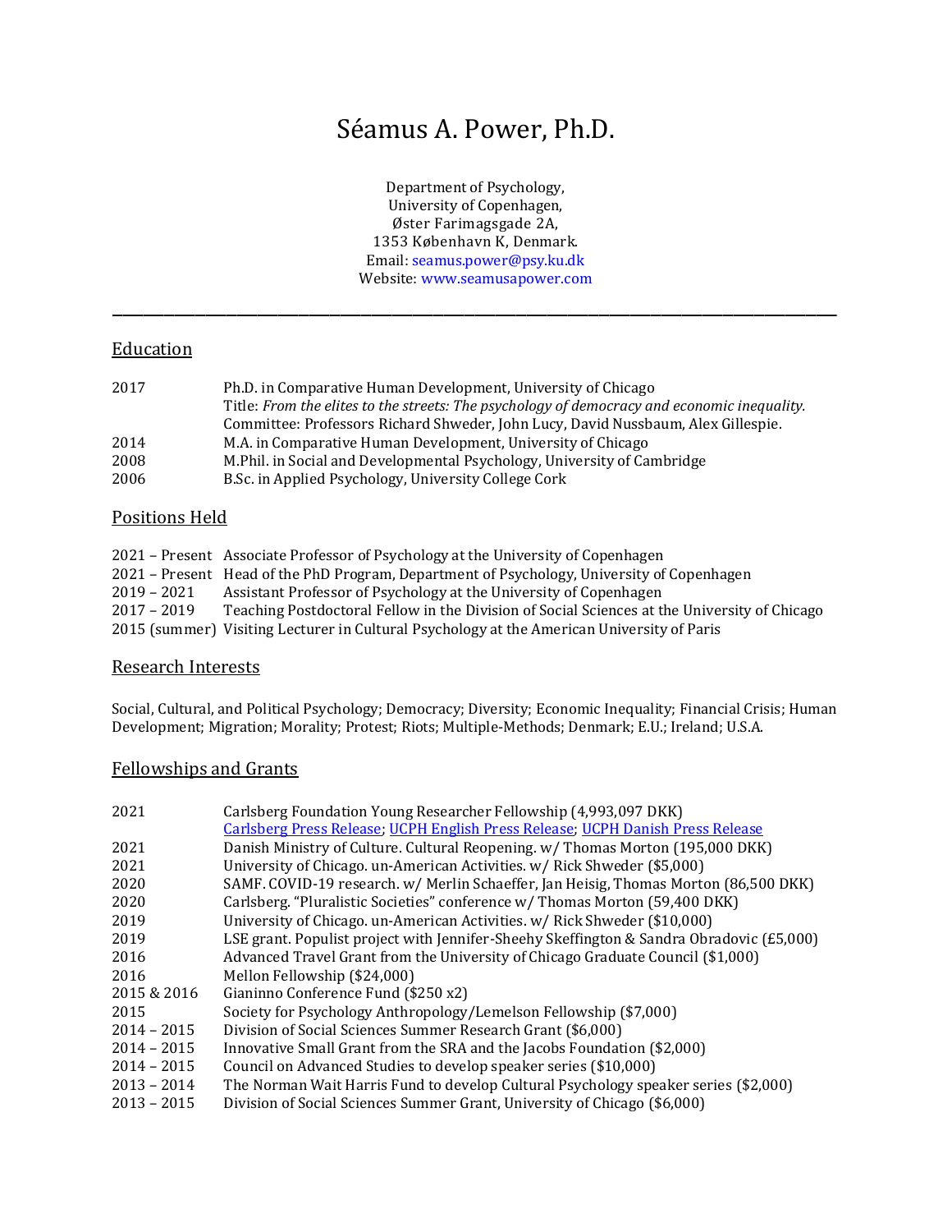# Séamus A. Power, Ph.D.

Department of Psychology,
University of Copenhagen,
Øster Farimagsgade 2A,
1353 København K, Denmark.
Email: seamus.power@psy.ku.dk
Website: www.seamusapower.com

---

## Education

| | |
|---|---|
| 2017 | Ph.D. in Comparative Human Development, University of Chicago<br>Title: *From the elites to the streets: The psychology of democracy and economic inequality.*<br>Committee: Professors Richard Shweder, John Lucy, David Nussbaum, Alex Gillespie. |
| 2014 | M.A. in Comparative Human Development, University of Chicago |
| 2008 | M.Phil. in Social and Developmental Psychology, University of Cambridge |
| 2006 | B.Sc. in Applied Psychology, University College Cork |

## Positions Held

| | |
|---|---|
| 2021 – Present | Associate Professor of Psychology at the University of Copenhagen |
| 2021 – Present | Head of the PhD Program, Department of Psychology, University of Copenhagen |
| 2019 – 2021 | Assistant Professor of Psychology at the University of Copenhagen |
| 2017 – 2019 | Teaching Postdoctoral Fellow in the Division of Social Sciences at the University of Chicago |
| 2015 (summer) | Visiting Lecturer in Cultural Psychology at the American University of Paris |

## Research Interests

Social, Cultural, and Political Psychology; Democracy; Diversity; Economic Inequality; Financial Crisis; Human Development; Migration; Morality; Protest; Riots; Multiple-Methods; Denmark; E.U.; Ireland; U.S.A.

## Fellowships and Grants

| | |
|---|---|
| 2021 | Carlsberg Foundation Young Researcher Fellowship (4,993,097 DKK)<br>Carlsberg Press Release; UCPH English Press Release; UCPH Danish Press Release |
| 2021 | Danish Ministry of Culture. Cultural Reopening. w/ Thomas Morton (195,000 DKK) |
| 2021 | University of Chicago. un-American Activities. w/ Rick Shweder ($5,000) |
| 2020 | SAMF. COVID-19 research. w/ Merlin Schaeffer, Jan Heisig, Thomas Morton (86,500 DKK) |
| 2020 | Carlsberg. "Pluralistic Societies" conference w/ Thomas Morton (59,400 DKK) |
| 2019 | University of Chicago. un-American Activities. w/ Rick Shweder ($10,000) |
| 2019 | LSE grant. Populist project with Jennifer-Sheehy Skeffington & Sandra Obradovic (£5,000) |
| 2016 | Advanced Travel Grant from the University of Chicago Graduate Council ($1,000) |
| 2016 | Mellon Fellowship ($24,000) |
| 2015 & 2016 | Gianinno Conference Fund ($250 x2) |
| 2015 | Society for Psychology Anthropology/Lemelson Fellowship ($7,000) |
| 2014 – 2015 | Division of Social Sciences Summer Research Grant ($6,000) |
| 2014 – 2015 | Innovative Small Grant from the SRA and the Jacobs Foundation ($2,000) |
| 2014 – 2015 | Council on Advanced Studies to develop speaker series ($10,000) |
| 2013 – 2014 | The Norman Wait Harris Fund to develop Cultural Psychology speaker series ($2,000) |
| 2013 – 2015 | Division of Social Sciences Summer Grant, University of Chicago ($6,000) |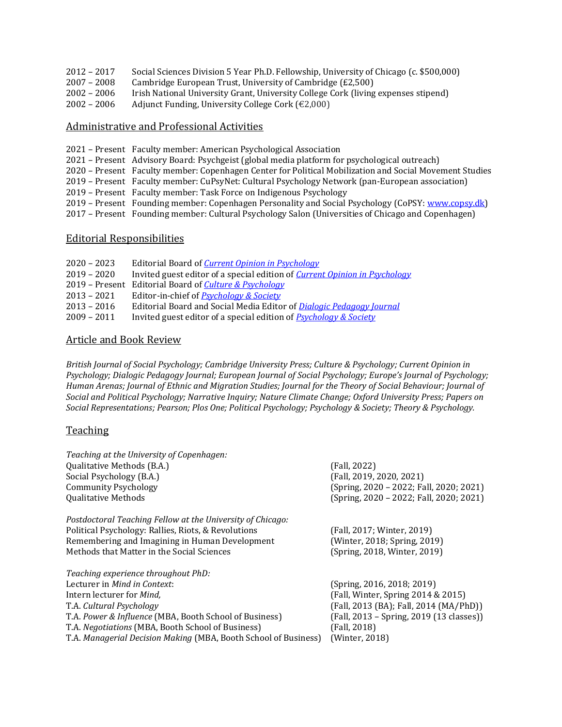2012 – 2017 Social Sciences Division 5 Year Ph.D. Fellowship, University of Chicago (c. $500,000)
2007 – 2008 Cambridge European Trust, University of Cambridge (£2,500)
2002 – 2006 Irish National University Grant, University College Cork (living expenses stipend)
2002 – 2006 Adjunct Funding, University College Cork (€2,000)

## Administrative and Professional Activities

2021 – Present Faculty member: American Psychological Association
2021 – Present Advisory Board: Psychgeist (global media platform for psychological outreach)
2020 – Present Faculty member: Copenhagen Center for Political Mobilization and Social Movement Studies
2019 – Present Faculty member: CuPsyNet: Cultural Psychology Network (pan-European association)
2019 – Present Faculty member: Task Force on Indigenous Psychology
2019 – Present Founding member: Copenhagen Personality and Social Psychology (CoPSY: www.copsy.dk)
2017 – Present Founding member: Cultural Psychology Salon (Universities of Chicago and Copenhagen)

## Editorial Responsibilities

2020 – 2023 Editorial Board of *Current Opinion in Psychology*
2019 – 2020 Invited guest editor of a special edition of *Current Opinion in Psychology*
2019 – Present Editorial Board of *Culture & Psychology*
2013 – 2021 Editor-in-chief of *Psychology & Society*
2013 – 2016 Editorial Board and Social Media Editor of *Dialogic Pedagogy Journal*
2009 – 2011 Invited guest editor of a special edition of *Psychology & Society*

## Article and Book Review

*British Journal of Social Psychology; Cambridge University Press; Culture & Psychology; Current Opinion in Psychology; Dialogic Pedagogy Journal; European Journal of Social Psychology; Europe's Journal of Psychology; Human Arenas; Journal of Ethnic and Migration Studies; Journal for the Theory of Social Behaviour; Journal of Social and Political Psychology; Narrative Inquiry; Nature Climate Change; Oxford University Press; Papers on Social Representations; Pearson; Plos One; Political Psychology; Psychology & Society; Theory & Psychology.*

## Teaching

*Teaching at the University of Copenhagen:*

| | |
|---|---|
| Qualitative Methods (B.A.) | (Fall, 2022) |
| Social Psychology (B.A.) | (Fall, 2019, 2020, 2021) |
| Community Psychology | (Spring, 2020 – 2022; Fall, 2020; 2021) |
| Qualitative Methods | (Spring, 2020 – 2022; Fall, 2020; 2021) |

*Postdoctoral Teaching Fellow at the University of Chicago:*

| | |
|---|---|
| Political Psychology: Rallies, Riots, & Revolutions | (Fall, 2017; Winter, 2019) |
| Remembering and Imagining in Human Development | (Winter, 2018; Spring, 2019) |
| Methods that Matter in the Social Sciences | (Spring, 2018, Winter, 2019) |

*Teaching experience throughout PhD:*

| | |
|---|---|
| Lecturer in *Mind in Context*: | (Spring, 2016, 2018; 2019) |
| Intern lecturer for *Mind,* | (Fall, Winter, Spring 2014 & 2015) |
| T.A. *Cultural Psychology* | (Fall, 2013 (BA); Fall, 2014 (MA/PhD)) |
| T.A. *Power & Influence* (MBA, Booth School of Business) | (Fall, 2013 – Spring, 2019 (13 classes)) |
| T.A. *Negotiations* (MBA, Booth School of Business) | (Fall, 2018) |
| T.A. *Managerial Decision Making* (MBA, Booth School of Business) | (Winter, 2018) |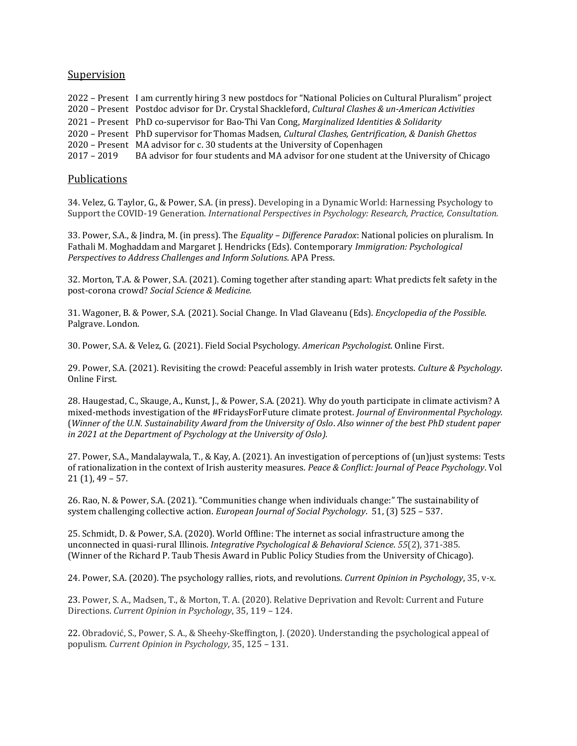## Supervision

2022 – Present I am currently hiring 3 new postdocs for "National Policies on Cultural Pluralism" project
2020 – Present Postdoc advisor for Dr. Crystal Shackleford, *Cultural Clashes & un-American Activities*
2021 – Present PhD co-supervisor for Bao-Thi Van Cong, *Marginalized Identities & Solidarity*
2020 – Present PhD supervisor for Thomas Madsen, *Cultural Clashes, Gentrification, & Danish Ghettos*
2020 – Present MA advisor for c. 30 students at the University of Copenhagen
2017 – 2019 BA advisor for four students and MA advisor for one student at the University of Chicago

## Publications

34. Velez, G. Taylor, G., & Power, S.A. (in press). Developing in a Dynamic World: Harnessing Psychology to Support the COVID-19 Generation. *International Perspectives in Psychology: Research, Practice, Consultation.*

33. Power, S.A., & Jindra, M. (in press). The *Equality – Difference Paradox*: National policies on pluralism. In Fathali M. Moghaddam and Margaret J. Hendricks (Eds). Contemporary *Immigration: Psychological Perspectives to Address Challenges and Inform Solutions*. APA Press.

32. Morton, T.A. & Power, S.A. (2021). Coming together after standing apart: What predicts felt safety in the post-corona crowd? *Social Science & Medicine.*

31. Wagoner, B. & Power, S.A. (2021). Social Change. In Vlad Glaveanu (Eds). *Encyclopedia of the Possible*. Palgrave. London.

30. Power, S.A. & Velez, G. (2021). Field Social Psychology. *American Psychologist*. Online First.

29. Power, S.A. (2021). Revisiting the crowd: Peaceful assembly in Irish water protests. *Culture & Psychology*. Online First.

28. Haugestad, C., Skauge, A., Kunst, J., & Power, S.A. (2021). Why do youth participate in climate activism? A mixed-methods investigation of the #FridaysForFuture climate protest. *Journal of Environmental Psychology.* (*Winner of the U.N. Sustainability Award from the University of Oslo*. *Also winner of the best PhD student paper in 2021 at the Department of Psychology at the University of Oslo).*

27. Power, S.A., Mandalaywala, T., & Kay, A. (2021). An investigation of perceptions of (un)just systems: Tests of rationalization in the context of Irish austerity measures. *Peace & Conflict: Journal of Peace Psychology*. Vol 21 (1), 49 – 57.

26. Rao, N. & Power, S.A. (2021). "Communities change when individuals change:" The sustainability of system challenging collective action. *European Journal of Social Psychology*. 51, (3) 525 – 537.

25. Schmidt, D. & Power, S.A. (2020). World Offline: The internet as social infrastructure among the unconnected in quasi-rural Illinois. *Integrative Psychological & Behavioral Science*. *55*(2), 371-385. (Winner of the Richard P. Taub Thesis Award in Public Policy Studies from the University of Chicago).

24. Power, S.A. (2020). The psychology rallies, riots, and revolutions. *Current Opinion in Psychology*, 35, v-x.

23. Power, S. A., Madsen, T., & Morton, T. A. (2020). Relative Deprivation and Revolt: Current and Future Directions. *Current Opinion in Psychology*, 35, 119 – 124.

22. Obradović, S., Power, S. A., & Sheehy-Skeffington, J. (2020). Understanding the psychological appeal of populism. *Current Opinion in Psychology*, 35, 125 – 131.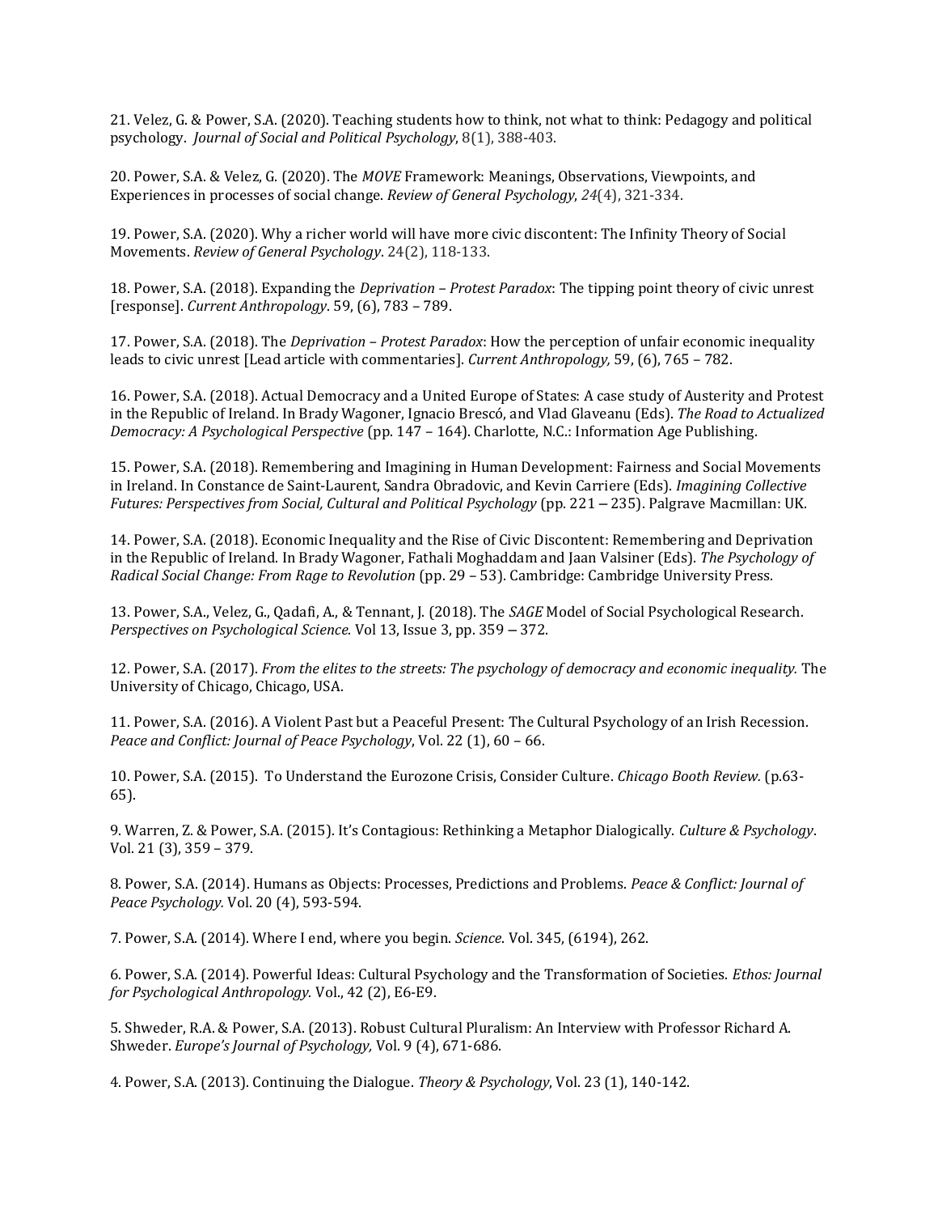21. Velez, G. & Power, S.A. (2020). Teaching students how to think, not what to think: Pedagogy and political psychology. *Journal of Social and Political Psychology*, 8(1), 388-403.

20. Power, S.A. & Velez, G. (2020). The *MOVE* Framework: Meanings, Observations, Viewpoints, and Experiences in processes of social change. *Review of General Psychology*, *24*(4), 321-334.

19. Power, S.A. (2020). Why a richer world will have more civic discontent: The Infinity Theory of Social Movements. *Review of General Psychology*. 24(2), 118-133.

18. Power, S.A. (2018). Expanding the *Deprivation – Protest Paradox*: The tipping point theory of civic unrest [response]. *Current Anthropology*. 59, (6), 783 – 789.

17. Power, S.A. (2018). The *Deprivation – Protest Paradox*: How the perception of unfair economic inequality leads to civic unrest [Lead article with commentaries]. *Current Anthropology,* 59, (6), 765 – 782.

16. Power, S.A. (2018). Actual Democracy and a United Europe of States: A case study of Austerity and Protest in the Republic of Ireland. In Brady Wagoner, Ignacio Brescó, and Vlad Glaveanu (Eds). *The Road to Actualized Democracy: A Psychological Perspective* (pp. 147 – 164). Charlotte, N.C.: Information Age Publishing.

15. Power, S.A. (2018). Remembering and Imagining in Human Development: Fairness and Social Movements in Ireland. In Constance de Saint-Laurent, Sandra Obradovic, and Kevin Carriere (Eds). *Imagining Collective Futures: Perspectives from Social, Cultural and Political Psychology* (pp. 221 – 235). Palgrave Macmillan: UK.

14. Power, S.A. (2018). Economic Inequality and the Rise of Civic Discontent: Remembering and Deprivation in the Republic of Ireland. In Brady Wagoner, Fathali Moghaddam and Jaan Valsiner (Eds). *The Psychology of Radical Social Change: From Rage to Revolution* (pp. 29 – 53). Cambridge: Cambridge University Press.

13. Power, S.A., Velez, G., Qadafi, A., & Tennant, J. (2018). The *SAGE* Model of Social Psychological Research. *Perspectives on Psychological Science.* Vol 13, Issue 3, pp. 359 – 372.

12. Power, S.A. (2017). *From the elites to the streets: The psychology of democracy and economic inequality.* The University of Chicago, Chicago, USA.

11. Power, S.A. (2016). A Violent Past but a Peaceful Present: The Cultural Psychology of an Irish Recession. *Peace and Conflict: Journal of Peace Psychology*, Vol. 22 (1), 60 – 66.

10. Power, S.A. (2015). To Understand the Eurozone Crisis, Consider Culture. *Chicago Booth Review.* (p.63-65).

9. Warren, Z. & Power, S.A. (2015). It's Contagious: Rethinking a Metaphor Dialogically. *Culture & Psychology*. Vol. 21 (3), 359 – 379.

8. Power, S.A. (2014). Humans as Objects: Processes, Predictions and Problems. *Peace & Conflict: Journal of Peace Psychology.* Vol. 20 (4), 593-594.

7. Power, S.A. (2014). Where I end, where you begin. *Science.* Vol. 345, (6194), 262.

6. Power, S.A. (2014). Powerful Ideas: Cultural Psychology and the Transformation of Societies. *Ethos: Journal for Psychological Anthropology.* Vol., 42 (2), E6-E9.

5. Shweder, R.A. & Power, S.A. (2013). Robust Cultural Pluralism: An Interview with Professor Richard A. Shweder. *Europe's Journal of Psychology,* Vol. 9 (4), 671-686.

4. Power, S.A. (2013). Continuing the Dialogue. *Theory & Psychology*, Vol. 23 (1), 140-142.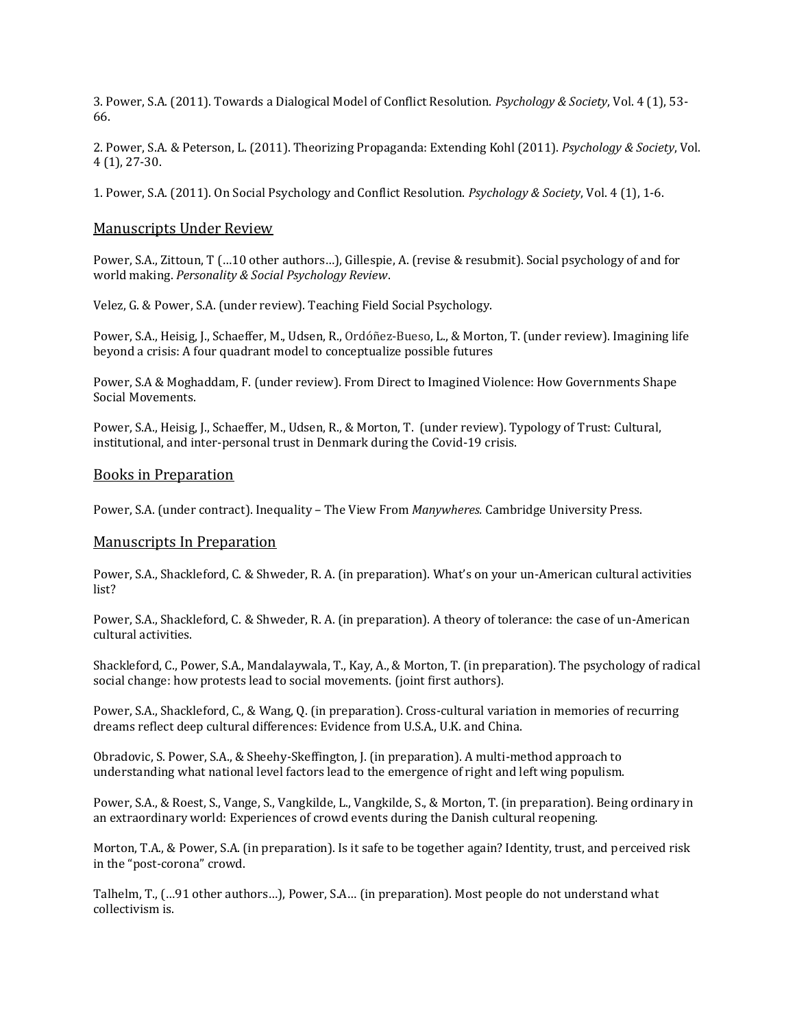3. Power, S.A. (2011). Towards a Dialogical Model of Conflict Resolution. *Psychology & Society*, Vol. 4 (1), 53-66.

2. Power, S.A. & Peterson, L. (2011). Theorizing Propaganda: Extending Kohl (2011). *Psychology & Society*, Vol. 4 (1), 27-30.

1. Power, S.A. (2011). On Social Psychology and Conflict Resolution. *Psychology & Society*, Vol. 4 (1), 1-6.

## Manuscripts Under Review

Power, S.A., Zittoun, T (…10 other authors…), Gillespie, A. (revise & resubmit). Social psychology of and for world making. *Personality & Social Psychology Review*.

Velez, G. & Power, S.A. (under review). Teaching Field Social Psychology.

Power, S.A., Heisig, J., Schaeffer, M., Udsen, R., Ordóñez-Bueso, L., & Morton, T. (under review). Imagining life beyond a crisis: A four quadrant model to conceptualize possible futures

Power, S.A & Moghaddam, F. (under review). From Direct to Imagined Violence: How Governments Shape Social Movements.

Power, S.A., Heisig, J., Schaeffer, M., Udsen, R., & Morton, T. (under review). Typology of Trust: Cultural, institutional, and inter-personal trust in Denmark during the Covid-19 crisis.

## Books in Preparation

Power, S.A. (under contract). Inequality – The View From *Manywheres.* Cambridge University Press.

## Manuscripts In Preparation

Power, S.A., Shackleford, C. & Shweder, R. A. (in preparation). What's on your un-American cultural activities list?

Power, S.A., Shackleford, C. & Shweder, R. A. (in preparation). A theory of tolerance: the case of un-American cultural activities.

Shackleford, C., Power, S.A., Mandalaywala, T., Kay, A., & Morton, T. (in preparation). The psychology of radical social change: how protests lead to social movements. (joint first authors).

Power, S.A., Shackleford, C., & Wang, Q. (in preparation). Cross-cultural variation in memories of recurring dreams reflect deep cultural differences: Evidence from U.S.A., U.K. and China.

Obradovic, S. Power, S.A., & Sheehy-Skeffington, J. (in preparation). A multi-method approach to understanding what national level factors lead to the emergence of right and left wing populism.

Power, S.A., & Roest, S., Vange, S., Vangkilde, L., Vangkilde, S., & Morton, T. (in preparation). Being ordinary in an extraordinary world: Experiences of crowd events during the Danish cultural reopening.

Morton, T.A., & Power, S.A. (in preparation). Is it safe to be together again? Identity, trust, and perceived risk in the "post-corona" crowd.

Talhelm, T., (…91 other authors…), Power, S.A… (in preparation). Most people do not understand what collectivism is.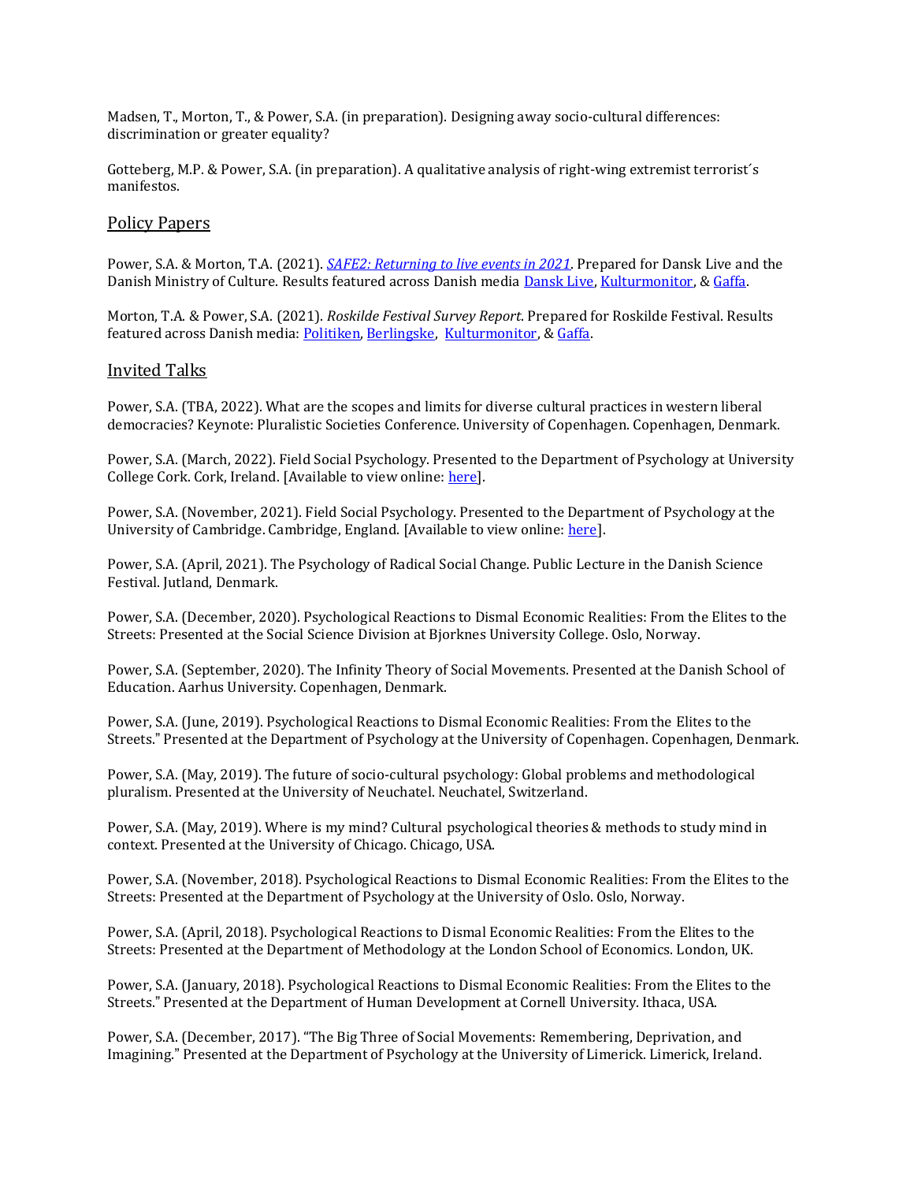Madsen, T., Morton, T., & Power, S.A. (in preparation). Designing away socio-cultural differences: discrimination or greater equality?

Gotteberg, M.P. & Power, S.A. (in preparation). A qualitative analysis of right-wing extremist terrorist´s manifestos.

## Policy Papers

Power, S.A. & Morton, T.A. (2021). *SAFE2: Returning to live events in 2021*. Prepared for Dansk Live and the Danish Ministry of Culture. Results featured across Danish media Dansk Live, Kulturmonitor, & Gaffa.

Morton, T.A. & Power, S.A. (2021). *Roskilde Festival Survey Report*. Prepared for Roskilde Festival. Results featured across Danish media: Politiken, Berlingske, Kulturmonitor, & Gaffa.

## Invited Talks

Power, S.A. (TBA, 2022). What are the scopes and limits for diverse cultural practices in western liberal democracies? Keynote: Pluralistic Societies Conference. University of Copenhagen. Copenhagen, Denmark.

Power, S.A. (March, 2022). Field Social Psychology. Presented to the Department of Psychology at University College Cork. Cork, Ireland. [Available to view online: here].

Power, S.A. (November, 2021). Field Social Psychology. Presented to the Department of Psychology at the University of Cambridge. Cambridge, England. [Available to view online: here].

Power, S.A. (April, 2021). The Psychology of Radical Social Change. Public Lecture in the Danish Science Festival. Jutland, Denmark.

Power, S.A. (December, 2020). Psychological Reactions to Dismal Economic Realities: From the Elites to the Streets: Presented at the Social Science Division at Bjorknes University College. Oslo, Norway.

Power, S.A. (September, 2020). The Infinity Theory of Social Movements. Presented at the Danish School of Education. Aarhus University. Copenhagen, Denmark.

Power, S.A. (June, 2019). Psychological Reactions to Dismal Economic Realities: From the Elites to the Streets." Presented at the Department of Psychology at the University of Copenhagen. Copenhagen, Denmark.

Power, S.A. (May, 2019). The future of socio-cultural psychology: Global problems and methodological pluralism. Presented at the University of Neuchatel. Neuchatel, Switzerland.

Power, S.A. (May, 2019). Where is my mind? Cultural psychological theories & methods to study mind in context. Presented at the University of Chicago. Chicago, USA.

Power, S.A. (November, 2018). Psychological Reactions to Dismal Economic Realities: From the Elites to the Streets: Presented at the Department of Psychology at the University of Oslo. Oslo, Norway.

Power, S.A. (April, 2018). Psychological Reactions to Dismal Economic Realities: From the Elites to the Streets: Presented at the Department of Methodology at the London School of Economics. London, UK.

Power, S.A. (January, 2018). Psychological Reactions to Dismal Economic Realities: From the Elites to the Streets." Presented at the Department of Human Development at Cornell University. Ithaca, USA.

Power, S.A. (December, 2017). "The Big Three of Social Movements: Remembering, Deprivation, and Imagining." Presented at the Department of Psychology at the University of Limerick. Limerick, Ireland.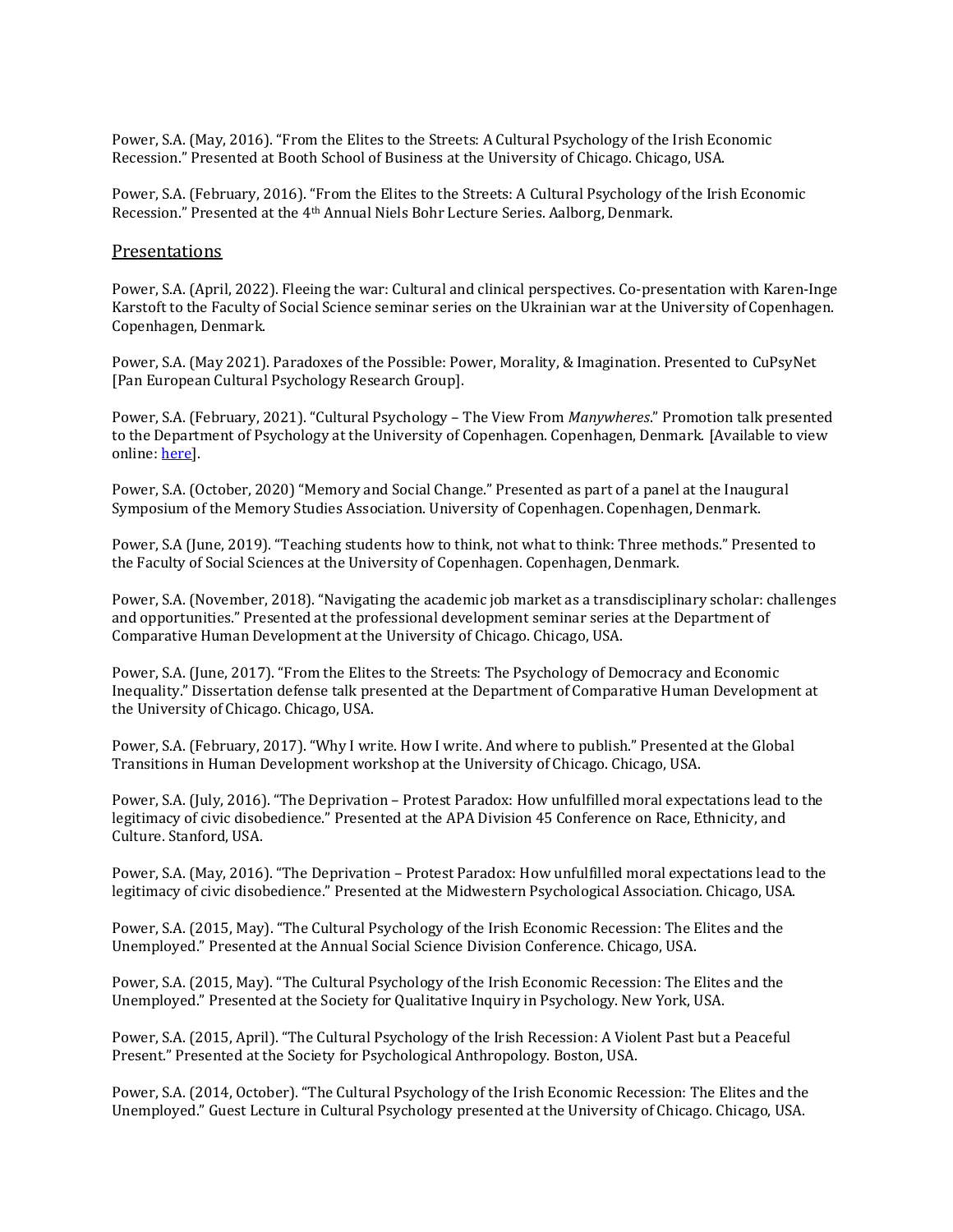Power, S.A. (May, 2016). "From the Elites to the Streets: A Cultural Psychology of the Irish Economic Recession." Presented at Booth School of Business at the University of Chicago. Chicago, USA.

Power, S.A. (February, 2016). "From the Elites to the Streets: A Cultural Psychology of the Irish Economic Recession." Presented at the 4th Annual Niels Bohr Lecture Series. Aalborg, Denmark.

## Presentations

Power, S.A. (April, 2022). Fleeing the war: Cultural and clinical perspectives. Co-presentation with Karen-Inge Karstoft to the Faculty of Social Science seminar series on the Ukrainian war at the University of Copenhagen. Copenhagen, Denmark.

Power, S.A. (May 2021). Paradoxes of the Possible: Power, Morality, & Imagination. Presented to CuPsyNet [Pan European Cultural Psychology Research Group].

Power, S.A. (February, 2021). "Cultural Psychology – The View From *Manywheres*." Promotion talk presented to the Department of Psychology at the University of Copenhagen. Copenhagen, Denmark. [Available to view online: here].

Power, S.A. (October, 2020) "Memory and Social Change." Presented as part of a panel at the Inaugural Symposium of the Memory Studies Association. University of Copenhagen. Copenhagen, Denmark.

Power, S.A (June, 2019). "Teaching students how to think, not what to think: Three methods." Presented to the Faculty of Social Sciences at the University of Copenhagen. Copenhagen, Denmark.

Power, S.A. (November, 2018). "Navigating the academic job market as a transdisciplinary scholar: challenges and opportunities." Presented at the professional development seminar series at the Department of Comparative Human Development at the University of Chicago. Chicago, USA.

Power, S.A. (June, 2017). "From the Elites to the Streets: The Psychology of Democracy and Economic Inequality." Dissertation defense talk presented at the Department of Comparative Human Development at the University of Chicago. Chicago, USA.

Power, S.A. (February, 2017). "Why I write. How I write. And where to publish." Presented at the Global Transitions in Human Development workshop at the University of Chicago. Chicago, USA.

Power, S.A. (July, 2016). "The Deprivation – Protest Paradox: How unfulfilled moral expectations lead to the legitimacy of civic disobedience." Presented at the APA Division 45 Conference on Race, Ethnicity, and Culture. Stanford, USA.

Power, S.A. (May, 2016). "The Deprivation – Protest Paradox: How unfulfilled moral expectations lead to the legitimacy of civic disobedience." Presented at the Midwestern Psychological Association. Chicago, USA.

Power, S.A. (2015, May). "The Cultural Psychology of the Irish Economic Recession: The Elites and the Unemployed." Presented at the Annual Social Science Division Conference. Chicago, USA.

Power, S.A. (2015, May). "The Cultural Psychology of the Irish Economic Recession: The Elites and the Unemployed." Presented at the Society for Qualitative Inquiry in Psychology. New York, USA.

Power, S.A. (2015, April). "The Cultural Psychology of the Irish Recession: A Violent Past but a Peaceful Present." Presented at the Society for Psychological Anthropology. Boston, USA.

Power, S.A. (2014, October). "The Cultural Psychology of the Irish Economic Recession: The Elites and the Unemployed." Guest Lecture in Cultural Psychology presented at the University of Chicago. Chicago, USA.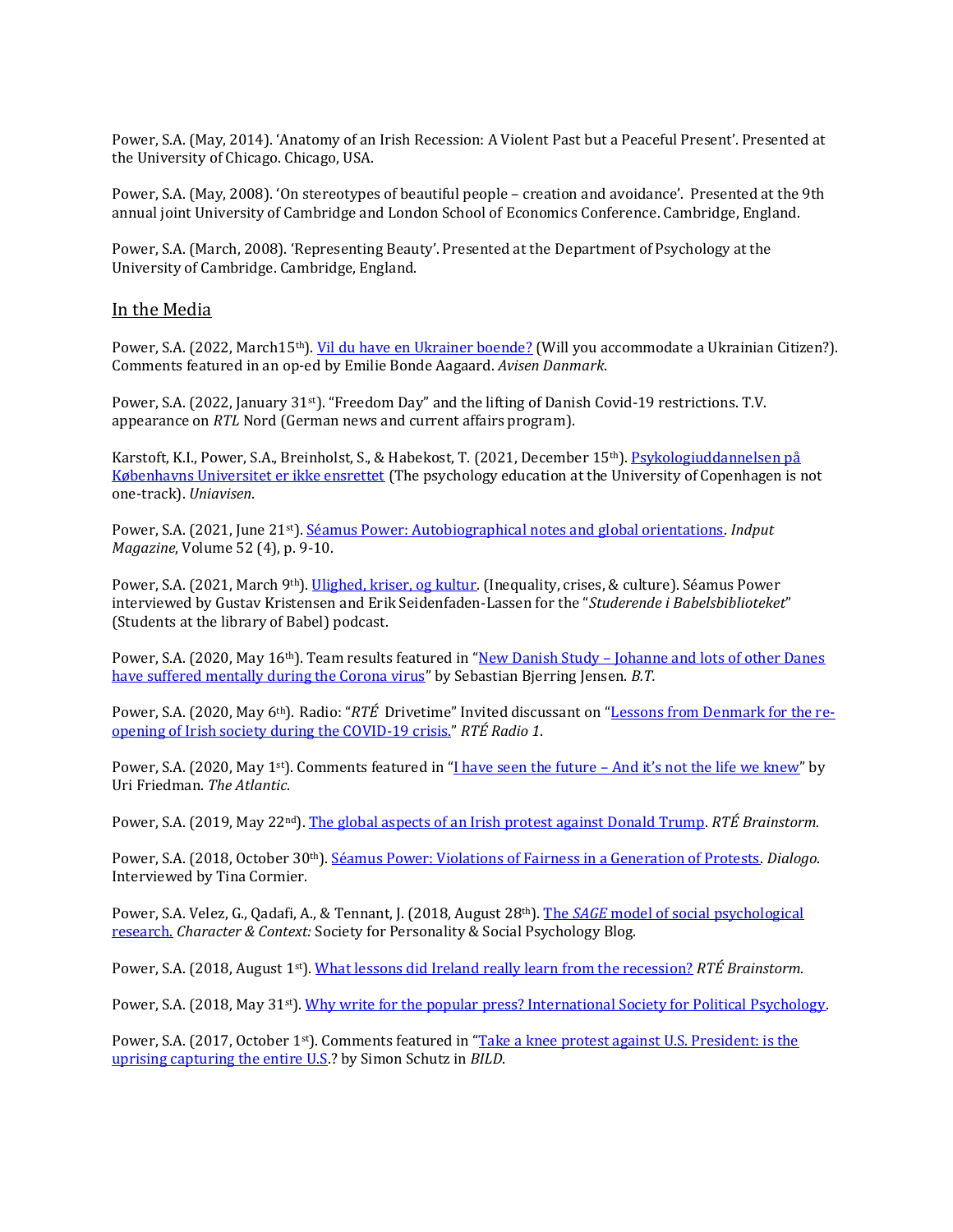Power, S.A. (May, 2014). 'Anatomy of an Irish Recession: A Violent Past but a Peaceful Present'. Presented at the University of Chicago. Chicago, USA.

Power, S.A. (May, 2008). 'On stereotypes of beautiful people – creation and avoidance'. Presented at the 9th annual joint University of Cambridge and London School of Economics Conference. Cambridge, England.

Power, S.A. (March, 2008). 'Representing Beauty'. Presented at the Department of Psychology at the University of Cambridge. Cambridge, England.

## In the Media

Power, S.A. (2022, March15th). Vil du have en Ukrainer boende? (Will you accommodate a Ukrainian Citizen?). Comments featured in an op-ed by Emilie Bonde Aagaard. *Avisen Danmark*.

Power, S.A. (2022, January 31st). "Freedom Day" and the lifting of Danish Covid-19 restrictions. T.V. appearance on *RTL* Nord (German news and current affairs program).

Karstoft, K.I., Power, S.A., Breinholst, S., & Habekost, T. (2021, December 15th). Psykologiuddannelsen på Københavns Universitet er ikke ensrettet (The psychology education at the University of Copenhagen is not one-track). *Uniavisen*.

Power, S.A. (2021, June 21st). Séamus Power: Autobiographical notes and global orientations. *Indput Magazine*, Volume 52 (4), p. 9-10.

Power, S.A. (2021, March 9th). Ulighed, kriser, og kultur. (Inequality, crises, & culture). Séamus Power interviewed by Gustav Kristensen and Erik Seidenfaden-Lassen for the "*Studerende i Babelsbiblioteket*" (Students at the library of Babel) podcast.

Power, S.A. (2020, May 16th). Team results featured in "New Danish Study – Johanne and lots of other Danes have suffered mentally during the Corona virus" by Sebastian Bjerring Jensen. *B.T.*

Power, S.A. (2020, May 6th). Radio: "*RTÉ* Drivetime" Invited discussant on "Lessons from Denmark for the re-opening of Irish society during the COVID-19 crisis." *RTÉ Radio 1*.

Power, S.A. (2020, May 1st). Comments featured in "I have seen the future – And it's not the life we knew" by Uri Friedman. *The Atlantic*.

Power, S.A. (2019, May 22nd). The global aspects of an Irish protest against Donald Trump. *RTÉ Brainstorm.*

Power, S.A. (2018, October 30th). Séamus Power: Violations of Fairness in a Generation of Protests. *Dialogo*. Interviewed by Tina Cormier.

Power, S.A. Velez, G., Qadafi, A., & Tennant, J. (2018, August 28th). The *SAGE* model of social psychological research. *Character & Context:* Society for Personality & Social Psychology Blog.

Power, S.A. (2018, August 1st). What lessons did Ireland really learn from the recession? *RTÉ Brainstorm.*

Power, S.A. (2018, May 31st). Why write for the popular press? International Society for Political Psychology.

Power, S.A. (2017, October 1st). Comments featured in "Take a knee protest against U.S. President: is the uprising capturing the entire U.S.? by Simon Schutz in *BILD*.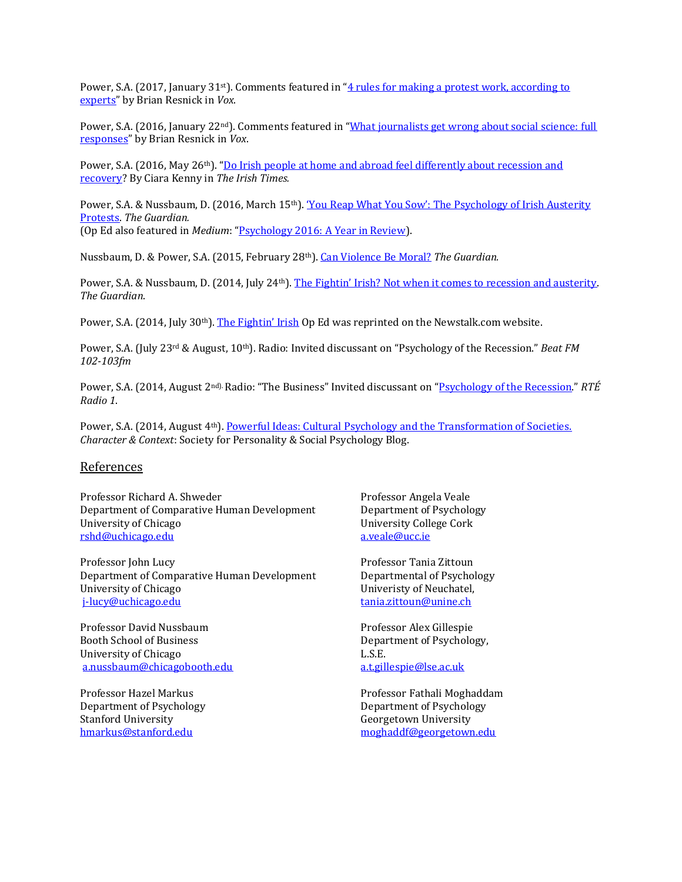Power, S.A. (2017, January 31st). Comments featured in "4 rules for making a protest work, according to experts" by Brian Resnick in *Vox*.

Power, S.A. (2016, January 22nd). Comments featured in "What journalists get wrong about social science: full responses" by Brian Resnick in *Vox*.

Power, S.A. (2016, May 26th). "Do Irish people at home and abroad feel differently about recession and recovery? By Ciara Kenny in *The Irish Times.*

Power, S.A. & Nussbaum, D. (2016, March 15th). 'You Reap What You Sow': The Psychology of Irish Austerity Protests. *The Guardian.*
(Op Ed also featured in *Medium*: "Psychology 2016: A Year in Review).

Nussbaum, D. & Power, S.A. (2015, February 28th). Can Violence Be Moral? *The Guardian.*

Power, S.A. & Nussbaum, D. (2014, July 24th). The Fightin' Irish? Not when it comes to recession and austerity. *The Guardian*.

Power, S.A. (2014, July 30th). The Fightin' Irish Op Ed was reprinted on the Newstalk.com website.

Power, S.A. (July 23rd & August, 10th). Radio: Invited discussant on "Psychology of the Recession." *Beat FM 102-103fm*

Power, S.A. (2014, August 2nd). Radio: "The Business" Invited discussant on "Psychology of the Recession." *RTÉ Radio 1*.

Power, S.A. (2014, August 4th). Powerful Ideas: Cultural Psychology and the Transformation of Societies. *Character & Context*: Society for Personality & Social Psychology Blog.

## References

Professor Richard A. Shweder
Department of Comparative Human Development
University of Chicago
rshd@uchicago.edu

Professor John Lucy
Department of Comparative Human Development
University of Chicago
j-lucy@uchicago.edu

Professor David Nussbaum
Booth School of Business
University of Chicago
a.nussbaum@chicagobooth.edu

Professor Hazel Markus
Department of Psychology
Stanford University
hmarkus@stanford.edu

Professor Angela Veale
Department of Psychology
University College Cork
a.veale@ucc.ie

Professor Tania Zittoun
Departmental of Psychology
Univeristy of Neuchatel,
tania.zittoun@unine.ch

Professor Alex Gillespie
Department of Psychology,
L.S.E.
a.t.gillespie@lse.ac.uk

Professor Fathali Moghaddam
Department of Psychology
Georgetown University
moghaddf@georgetown.edu